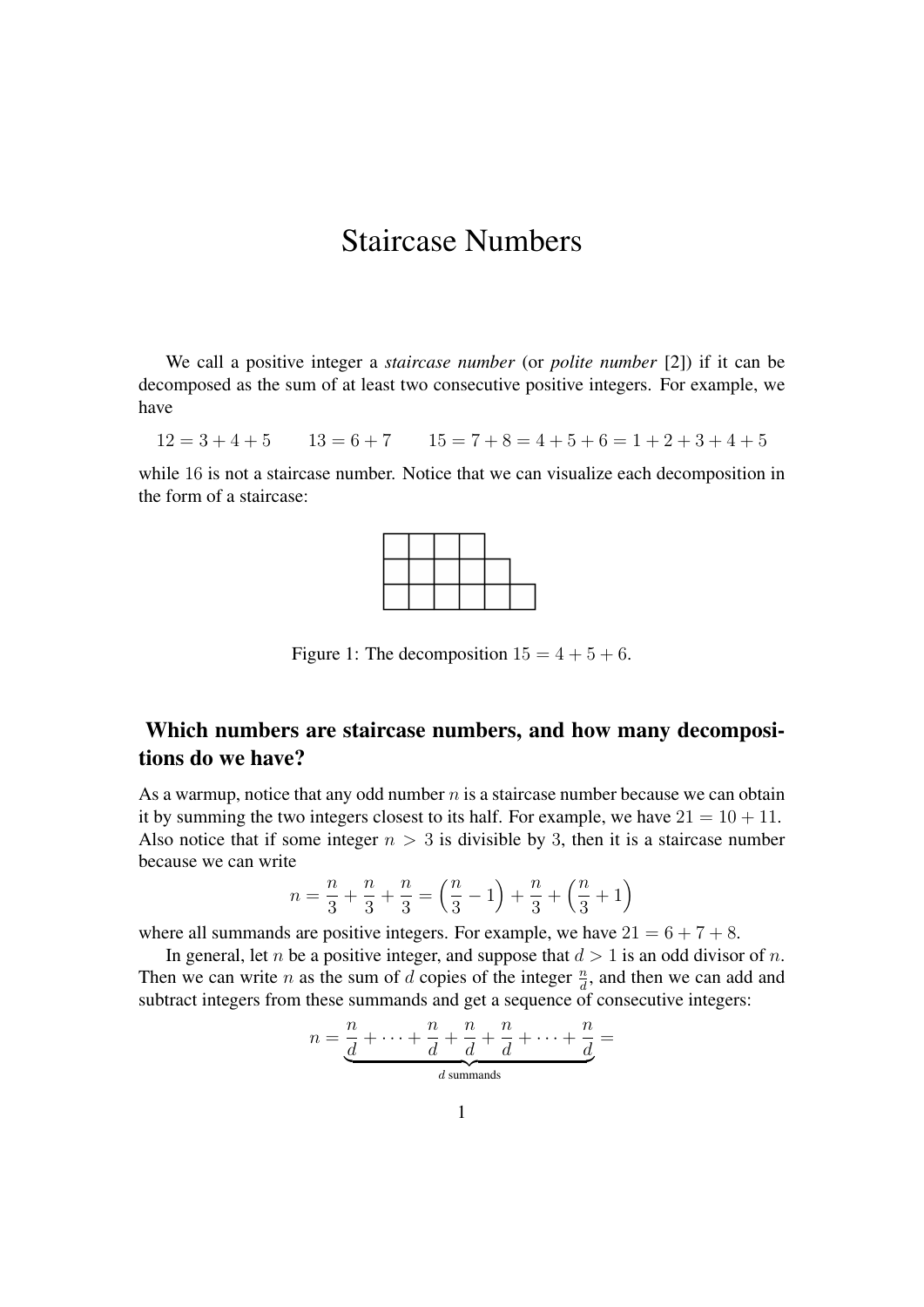# Staircase Numbers

We call a positive integer a *staircase number* (or *polite number* [2]) if it can be decomposed as the sum of at least two consecutive positive integers. For example, we have

$$12 = 3 + 4 + 5 \qquad 13 = 6 + 7 \qquad 15 = 7 + 8 = 4 + 5 + 6 = 1 + 2 + 3 + 4 + 5$$

while $16$ is not a staircase number. Notice that we can visualize each decomposition in the form of a staircase:

Figure 1: The decomposition $15 = 4 + 5 + 6$.

## Which numbers are staircase numbers, and how many decompositions do we have?

As a warmup, notice that any odd number $n$ is a staircase number because we can obtain it by summing the two integers closest to its half. For example, we have $21 = 10 + 11$. Also notice that if some integer $n > 3$ is divisible by $3$, then it is a staircase number because we can write

$$n = \frac{n}{3} + \frac{n}{3} + \frac{n}{3} = \left(\frac{n}{3} - 1\right) + \frac{n}{3} + \left(\frac{n}{3} + 1\right)$$

where all summands are positive integers. For example, we have $21 = 6 + 7 + 8$.

In general, let $n$ be a positive integer, and suppose that $d > 1$ is an odd divisor of $n$. Then we can write $n$ as the sum of $d$ copies of the integer $\frac{n}{d}$, and then we can add and subtract integers from these summands and get a sequence of consecutive integers:

$$n = \underbrace{\frac{n}{d} + \cdots + \frac{n}{d} + \frac{n}{d} + \frac{n}{d} + \cdots + \frac{n}{d}}_{d \text{ summands}} =$$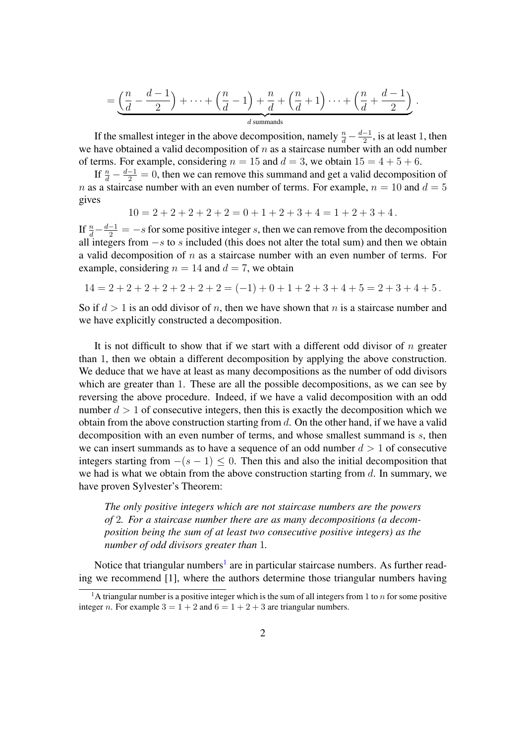$$= \underbrace{\left(\frac{n}{d} - \frac{d-1}{2}\right) + \cdots + \left(\frac{n}{d} - 1\right) + \frac{n}{d} + \left(\frac{n}{d} + 1\right) \cdots + \left(\frac{n}{d} + \frac{d-1}{2}\right)}_{d \text{ summands}}.$$

If the smallest integer in the above decomposition, namely $\frac{n}{d} - \frac{d-1}{2}$, is at least 1, then we have obtained a valid decomposition of $n$ as a staircase number with an odd number of terms. For example, considering $n = 15$ and $d = 3$, we obtain $15 = 4 + 5 + 6$.

If $\frac{n}{d} - \frac{d-1}{2} = 0$, then we can remove this summand and get a valid decomposition of $n$ as a staircase number with an even number of terms. For example, $n = 10$ and $d = 5$ gives

$$10 = 2 + 2 + 2 + 2 + 2 = 0 + 1 + 2 + 3 + 4 = 1 + 2 + 3 + 4.$$

If $\frac{n}{d} - \frac{d-1}{2} = -s$ for some positive integer $s$, then we can remove from the decomposition all integers from $-s$ to $s$ included (this does not alter the total sum) and then we obtain a valid decomposition of $n$ as a staircase number with an even number of terms. For example, considering $n = 14$ and $d = 7$, we obtain

$$14 = 2 + 2 + 2 + 2 + 2 + 2 + 2 = (-1) + 0 + 1 + 2 + 3 + 4 + 5 = 2 + 3 + 4 + 5.$$

So if $d > 1$ is an odd divisor of $n$, then we have shown that $n$ is a staircase number and we have explicitly constructed a decomposition.

It is not difficult to show that if we start with a different odd divisor of $n$ greater than 1, then we obtain a different decomposition by applying the above construction. We deduce that we have at least as many decompositions as the number of odd divisors which are greater than 1. These are all the possible decompositions, as we can see by reversing the above procedure. Indeed, if we have a valid decomposition with an odd number $d > 1$ of consecutive integers, then this is exactly the decomposition which we obtain from the above construction starting from $d$. On the other hand, if we have a valid decomposition with an even number of terms, and whose smallest summand is $s$, then we can insert summands as to have a sequence of an odd number $d > 1$ of consecutive integers starting from $-(s-1) \leq 0$. Then this and also the initial decomposition that we had is what we obtain from the above construction starting from $d$. In summary, we have proven Sylvester's Theorem:

> *The only positive integers which are not staircase numbers are the powers of 2. For a staircase number there are as many decompositions (a decomposition being the sum of at least two consecutive positive integers) as the number of odd divisors greater than 1.*

Notice that triangular numbers[1] are in particular staircase numbers. As further reading we recommend [1], where the authors determine those triangular numbers having

[1] A triangular number is a positive integer which is the sum of all integers from 1 to $n$ for some positive integer $n$. For example $3 = 1 + 2$ and $6 = 1 + 2 + 3$ are triangular numbers.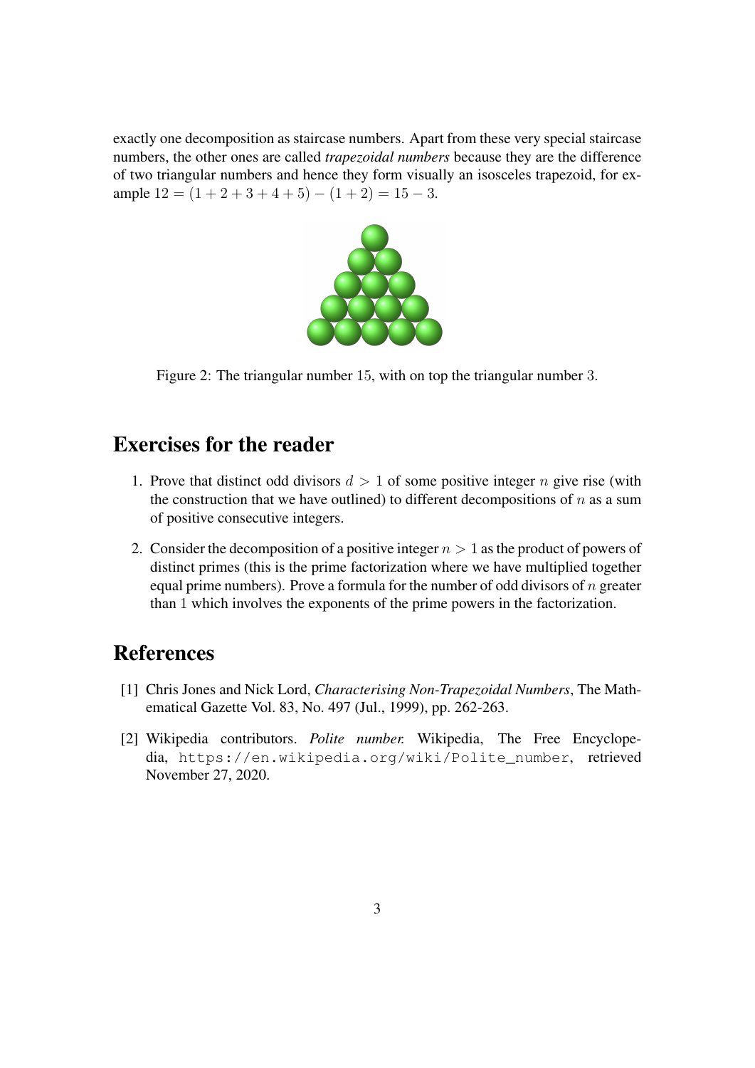exactly one decomposition as staircase numbers. Apart from these very special staircase numbers, the other ones are called *trapezoidal numbers* because they are the difference of two triangular numbers and hence they form visually an isosceles trapezoid, for example $12 = (1 + 2 + 3 + 4 + 5) - (1 + 2) = 15 - 3$.

Figure 2: The triangular number $15$, with on top the triangular number $3$.

## Exercises for the reader

1. Prove that distinct odd divisors $d > 1$ of some positive integer $n$ give rise (with the construction that we have outlined) to different decompositions of $n$ as a sum of positive consecutive integers.

2. Consider the decomposition of a positive integer $n > 1$ as the product of powers of distinct primes (this is the prime factorization where we have multiplied together equal prime numbers). Prove a formula for the number of odd divisors of $n$ greater than $1$ which involves the exponents of the prime powers in the factorization.

## References

[1] Chris Jones and Nick Lord, *Characterising Non-Trapezoidal Numbers*, The Mathematical Gazette Vol. 83, No. 497 (Jul., 1999), pp. 262-263.

[2] Wikipedia contributors. *Polite number.* Wikipedia, The Free Encyclopedia, `https://en.wikipedia.org/wiki/Polite_number`, retrieved November 27, 2020.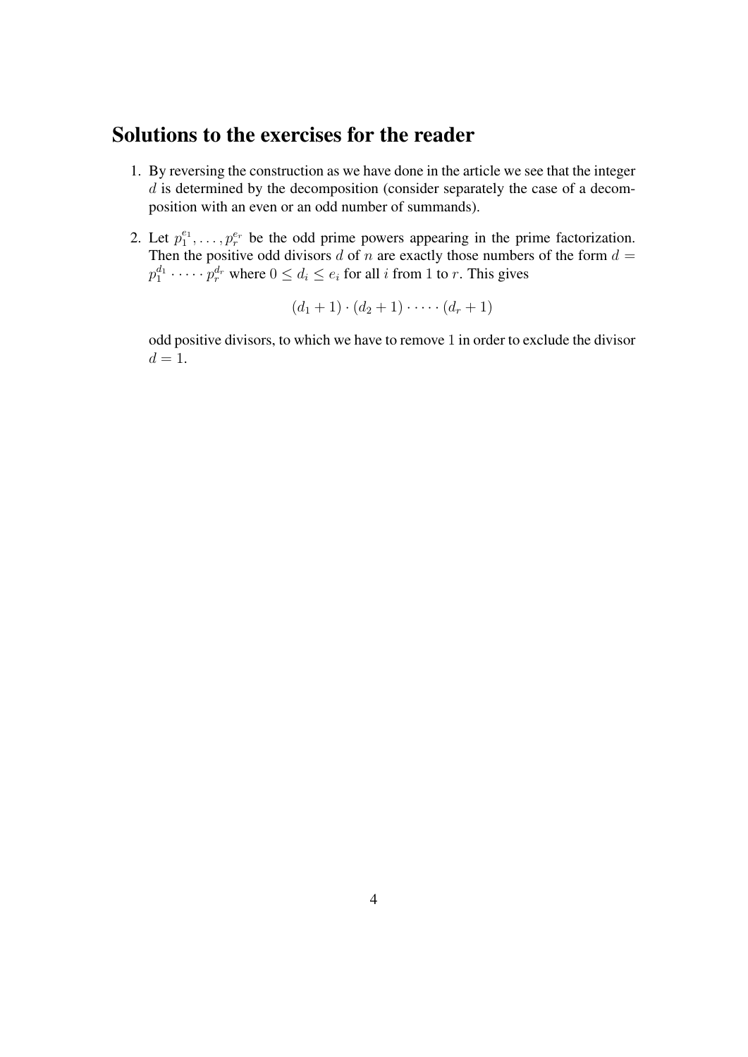## Solutions to the exercises for the reader

1. By reversing the construction as we have done in the article we see that the integer $d$ is determined by the decomposition (consider separately the case of a decomposition with an even or an odd number of summands).

2. Let $p_1^{e_1}, \ldots, p_r^{e_r}$ be the odd prime powers appearing in the prime factorization. Then the positive odd divisors $d$ of $n$ are exactly those numbers of the form $d = p_1^{d_1} \cdot \cdots \cdot p_r^{d_r}$ where $0 \leq d_i \leq e_i$ for all $i$ from 1 to $r$. This gives

$$(d_1 + 1) \cdot (d_2 + 1) \cdot \cdots \cdot (d_r + 1)$$

odd positive divisors, to which we have to remove 1 in order to exclude the divisor $d = 1$.